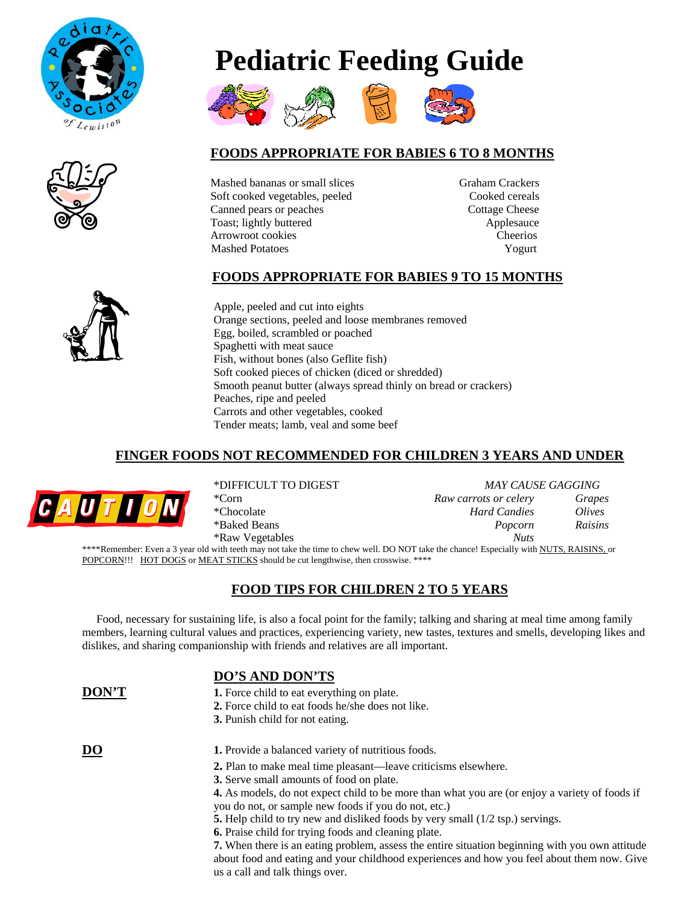# Pediatric Feeding Guide

## FOODS APPROPRIATE FOR BABIES 6 TO 8 MONTHS

- Mashed bananas or small slices
- Soft cooked vegetables, peeled
- Canned pears or peaches
- Toast; lightly buttered
- Arrowroot cookies
- Mashed Potatoes
- Graham Crackers
- Cooked cereals
- Cottage Cheese
- Applesauce
- Cheerios
- Yogurt

## FOODS APPROPRIATE FOR BABIES 9 TO 15 MONTHS

- Apple, peeled and cut into eights
- Orange sections, peeled and loose membranes removed
- Egg, boiled, scrambled or poached
- Spaghetti with meat sauce
- Fish, without bones (also Geflite fish)
- Soft cooked pieces of chicken (diced or shredded)
- Smooth peanut butter (always spread thinly on bread or crackers)
- Peaches, ripe and peeled
- Carrots and other vegetables, cooked
- Tender meats; lamb, veal and some beef

## FINGER FOODS NOT RECOMMENDED FOR CHILDREN 3 YEARS AND UNDER

CAUTION

*DIFFICULT TO DIGEST
- *Corn
- *Chocolate
- *Baked Beans
- *Raw Vegetables

*MAY CAUSE GAGGING*
- *Raw carrots or celery*
- *Hard Candies*
- *Popcorn*
- *Nuts*
- *Grapes*
- *Olives*
- *Raisins*

****Remember: Even a 3 year old with teeth may not take the time to chew well. DO NOT take the chance! Especially with NUTS, RAISINS, or POPCORN!!! HOT DOGS or MEAT STICKS should be cut lengthwise, then crosswise. ****

## FOOD TIPS FOR CHILDREN 2 TO 5 YEARS

Food, necessary for sustaining life, is also a focal point for the family; talking and sharing at meal time among family members, learning cultural values and practices, experiencing variety, new tastes, textures and smells, developing likes and dislikes, and sharing companionship with friends and relatives are all important.

### DO'S AND DON'TS

**DON'T**

**1.** Force child to eat everything on plate.
**2.** Force child to eat foods he/she does not like.
**3.** Punish child for not eating.

**DO**

**1.** Provide a balanced variety of nutritious foods.
**2.** Plan to make meal time pleasant—leave criticisms elsewhere.
**3.** Serve small amounts of food on plate.
**4.** As models, do not expect child to be more than what you are (or enjoy a variety of foods if you do not, or sample new foods if you do not, etc.)
**5.** Help child to try new and disliked foods by very small (1/2 tsp.) servings.
**6.** Praise child for trying foods and cleaning plate.
**7.** When there is an eating problem, assess the entire situation beginning with you own attitude about food and eating and your childhood experiences and how you feel about them now. Give us a call and talk things over.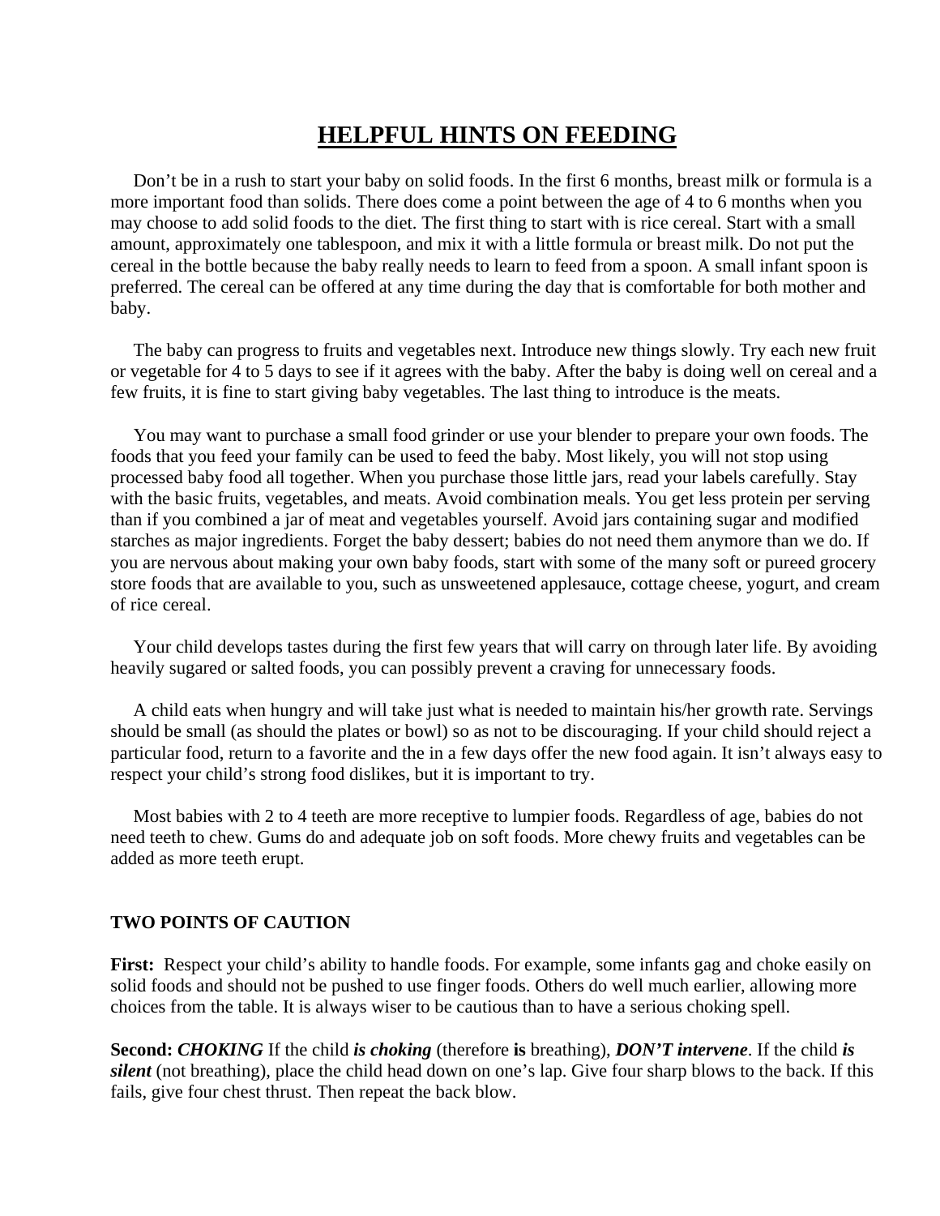# HELPFUL HINTS ON FEEDING

Don't be in a rush to start your baby on solid foods. In the first 6 months, breast milk or formula is a more important food than solids. There does come a point between the age of 4 to 6 months when you may choose to add solid foods to the diet. The first thing to start with is rice cereal. Start with a small amount, approximately one tablespoon, and mix it with a little formula or breast milk. Do not put the cereal in the bottle because the baby really needs to learn to feed from a spoon. A small infant spoon is preferred. The cereal can be offered at any time during the day that is comfortable for both mother and baby.

The baby can progress to fruits and vegetables next. Introduce new things slowly. Try each new fruit or vegetable for 4 to 5 days to see if it agrees with the baby. After the baby is doing well on cereal and a few fruits, it is fine to start giving baby vegetables. The last thing to introduce is the meats.

You may want to purchase a small food grinder or use your blender to prepare your own foods. The foods that you feed your family can be used to feed the baby. Most likely, you will not stop using processed baby food all together. When you purchase those little jars, read your labels carefully. Stay with the basic fruits, vegetables, and meats. Avoid combination meals. You get less protein per serving than if you combined a jar of meat and vegetables yourself. Avoid jars containing sugar and modified starches as major ingredients. Forget the baby dessert; babies do not need them anymore than we do. If you are nervous about making your own baby foods, start with some of the many soft or pureed grocery store foods that are available to you, such as unsweetened applesauce, cottage cheese, yogurt, and cream of rice cereal.

Your child develops tastes during the first few years that will carry on through later life. By avoiding heavily sugared or salted foods, you can possibly prevent a craving for unnecessary foods.

A child eats when hungry and will take just what is needed to maintain his/her growth rate. Servings should be small (as should the plates or bowl) so as not to be discouraging. If your child should reject a particular food, return to a favorite and the in a few days offer the new food again. It isn't always easy to respect your child's strong food dislikes, but it is important to try.

Most babies with 2 to 4 teeth are more receptive to lumpier foods. Regardless of age, babies do not need teeth to chew. Gums do and adequate job on soft foods. More chewy fruits and vegetables can be added as more teeth erupt.

**TWO POINTS OF CAUTION**

**First:** Respect your child's ability to handle foods. For example, some infants gag and choke easily on solid foods and should not be pushed to use finger foods. Others do well much earlier, allowing more choices from the table. It is always wiser to be cautious than to have a serious choking spell.

**Second:** ***CHOKING*** If the child ***is choking*** (therefore **is** breathing), ***DON'T intervene***. If the child ***is silent*** (not breathing), place the child head down on one's lap. Give four sharp blows to the back. If this fails, give four chest thrust. Then repeat the back blow.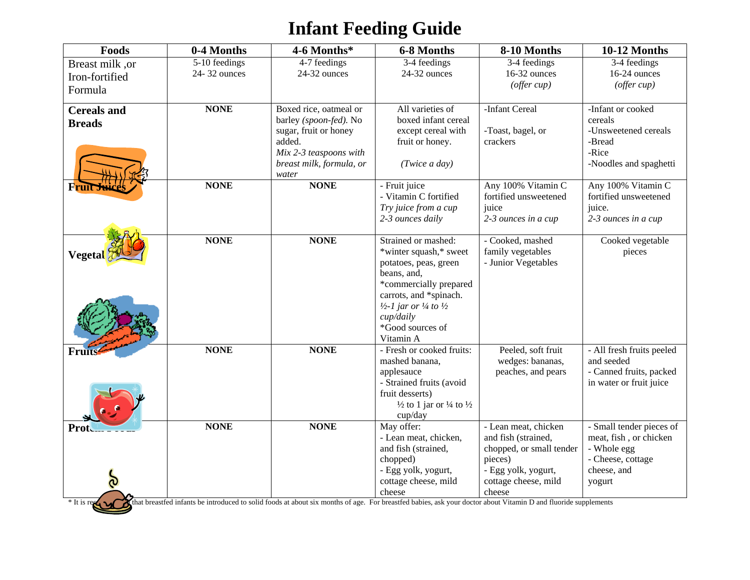# Infant Feeding Guide

| Foods | 0-4 Months | 4-6 Months* | 6-8 Months | 8-10 Months | 10-12 Months |
|---|---|---|---|---|---|
| Breast milk ,or Iron-fortified Formula | 5-10 feedings 24- 32 ounces | 4-7 feedings 24-32 ounces | 3-4 feedings 24-32 ounces | 3-4 feedings 16-32 ounces *(offer cup)* | 3-4 feedings 16-24 ounces *(offer cup)* |
| **Cereals and Breads** | **NONE** | Boxed rice, oatmeal or barley *(spoon-fed).* No sugar, fruit or honey added. *Mix 2-3 teaspoons with breast milk, formula, or water* | All varieties of boxed infant cereal except cereal with fruit or honey. *(Twice a day)* | -Infant Cereal<br>-Toast, bagel, or crackers | -Infant or cooked cereals<br>-Unsweetened cereals<br>-Bread<br>-Rice<br>-Noodles and spaghetti |
| **Fruit Juices** | **NONE** | **NONE** | - Fruit juice<br>- Vitamin C fortified<br>*Try juice from a cup*<br>*2-3 ounces daily* | Any 100% Vitamin C fortified unsweetened juice<br>*2-3 ounces in a cup* | Any 100% Vitamin C fortified unsweetened juice.<br>*2-3 ounces in a cup* |
| **Vegetables** | **NONE** | **NONE** | Strained or mashed: *winter squash,* sweet potatoes, peas, green beans, and, *commercially prepared carrots, and *spinach.<br>*½-1 jar or ¼ to ½ cup/daily*<br>*Good sources of Vitamin A | - Cooked, mashed family vegetables<br>- Junior Vegetables | Cooked vegetable pieces |
| **Fruits** | **NONE** | **NONE** | - Fresh or cooked fruits: mashed banana, applesauce<br>- Strained fruits (avoid fruit desserts)<br>½ to 1 jar or ¼ to ½ cup/day | Peeled, soft fruit wedges: bananas, peaches, and pears | - All fresh fruits peeled and seeded<br>- Canned fruits, packed in water or fruit juice |
| **Protein Foods** | **NONE** | **NONE** | May offer:<br>- Lean meat, chicken, and fish (strained, chopped)<br>- Egg yolk, yogurt, cottage cheese, mild cheese | - Lean meat, chicken and fish (strained, chopped, or small tender pieces)<br>- Egg yolk, yogurt, cottage cheese, mild cheese | - Small tender pieces of meat, fish , or chicken<br>- Whole egg<br>- Cheese, cottage cheese, and yogurt |

* It is recommended that breastfed infants be introduced to solid foods at about six months of age. For breastfed babies, ask your doctor about Vitamin D and fluoride supplements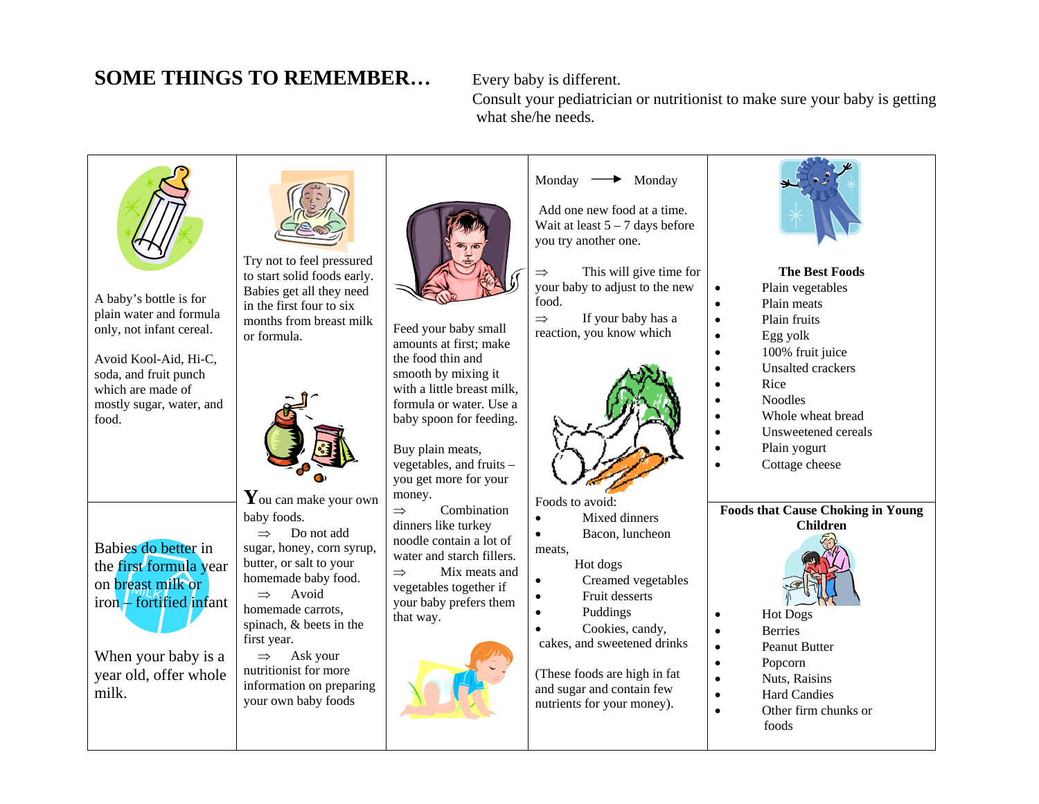**SOME THINGS TO REMEMBER…**

Every baby is different.
Consult your pediatrician or nutritionist to make sure your baby is getting what she/he needs.

A baby's bottle is for plain water and formula only, not infant cereal.

Avoid Kool-Aid, Hi-C, soda, and fruit punch which are made of mostly sugar, water, and food.

Babies do better in the first formula year on breast milk or iron – fortified infant

When your baby is a year old, offer whole milk.

Try not to feel pressured to start solid foods early. Babies get all they need in the first four to six months from breast milk or formula.

**Y**ou can make your own baby foods.

⇒ Do not add sugar, honey, corn syrup, butter, or salt to your homemade baby food.

⇒ Avoid homemade carrots, spinach, & beets in the first year.

⇒ Ask your nutritionist for more information on preparing your own baby foods

Feed your baby small amounts at first; make the food thin and smooth by mixing it with a little breast milk, formula or water. Use a baby spoon for feeding.

Buy plain meats, vegetables, and fruits – you get more for your money.

⇒ Combination dinners like turkey noodle contain a lot of water and starch fillers.

⇒ Mix meats and vegetables together if your baby prefers them that way.

Monday ⟶ Monday

Add one new food at a time. Wait at least 5 – 7 days before you try another one.

⇒ This will give time for your baby to adjust to the new food.

⇒ If your baby has a reaction, you know which

Foods to avoid:

- Mixed dinners
- Bacon, luncheon meats,
  Hot dogs
- Creamed vegetables
- Fruit desserts
- Puddings
- Cookies, candy, cakes, and sweetened drinks

(These foods are high in fat and sugar and contain few nutrients for your money).

**The Best Foods**

- Plain vegetables
- Plain meats
- Plain fruits
- Egg yolk
- 100% fruit juice
- Unsalted crackers
- Rice
- Noodles
- Whole wheat bread
- Unsweetened cereals
- Plain yogurt
- Cottage cheese

**Foods that Cause Choking in Young Children**

- Hot Dogs
- Berries
- Peanut Butter
- Popcorn
- Nuts, Raisins
- Hard Candies
- Other firm chunks or foods